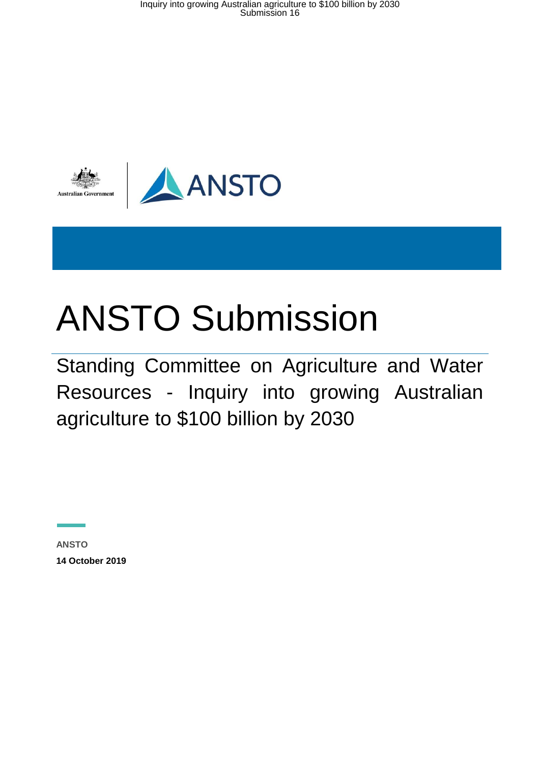# ANSTO Submission

Standing Committee on Agriculture and Water Resources - Inquiry into growing Australian agriculture to $100 billion by 2030

**ANSTO**

**14 October 2019**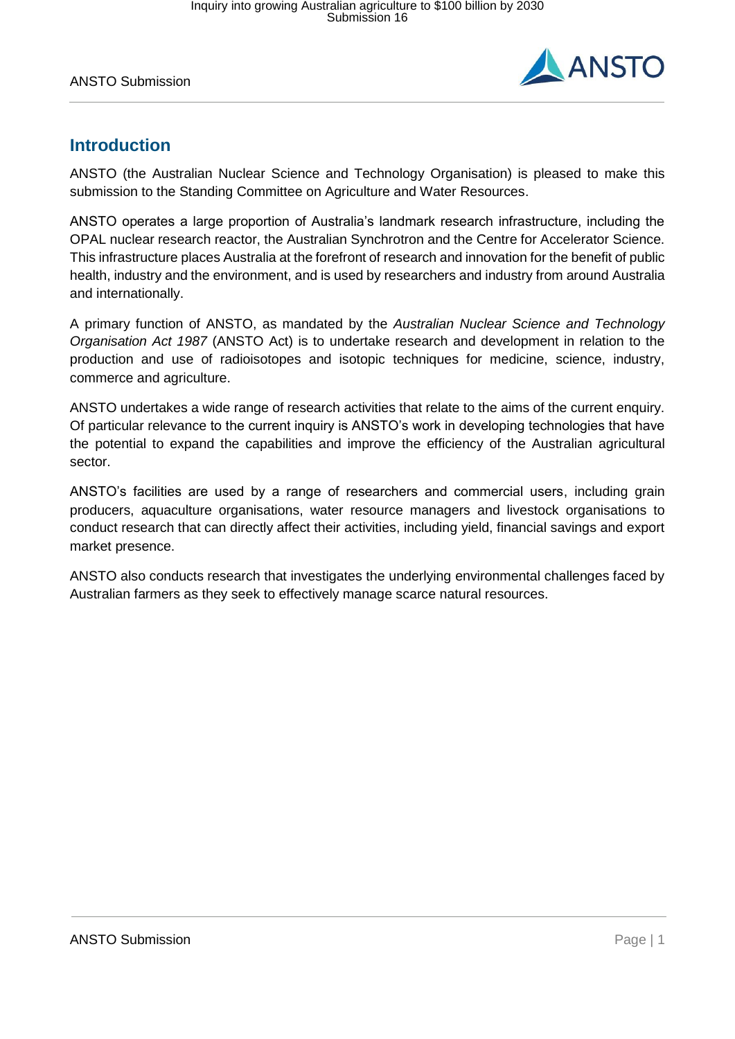## Introduction

ANSTO (the Australian Nuclear Science and Technology Organisation) is pleased to make this submission to the Standing Committee on Agriculture and Water Resources.

ANSTO operates a large proportion of Australia's landmark research infrastructure, including the OPAL nuclear research reactor, the Australian Synchrotron and the Centre for Accelerator Science. This infrastructure places Australia at the forefront of research and innovation for the benefit of public health, industry and the environment, and is used by researchers and industry from around Australia and internationally.

A primary function of ANSTO, as mandated by the *Australian Nuclear Science and Technology Organisation Act 1987* (ANSTO Act) is to undertake research and development in relation to the production and use of radioisotopes and isotopic techniques for medicine, science, industry, commerce and agriculture.

ANSTO undertakes a wide range of research activities that relate to the aims of the current enquiry. Of particular relevance to the current inquiry is ANSTO's work in developing technologies that have the potential to expand the capabilities and improve the efficiency of the Australian agricultural sector.

ANSTO's facilities are used by a range of researchers and commercial users, including grain producers, aquaculture organisations, water resource managers and livestock organisations to conduct research that can directly affect their activities, including yield, financial savings and export market presence.

ANSTO also conducts research that investigates the underlying environmental challenges faced by Australian farmers as they seek to effectively manage scarce natural resources.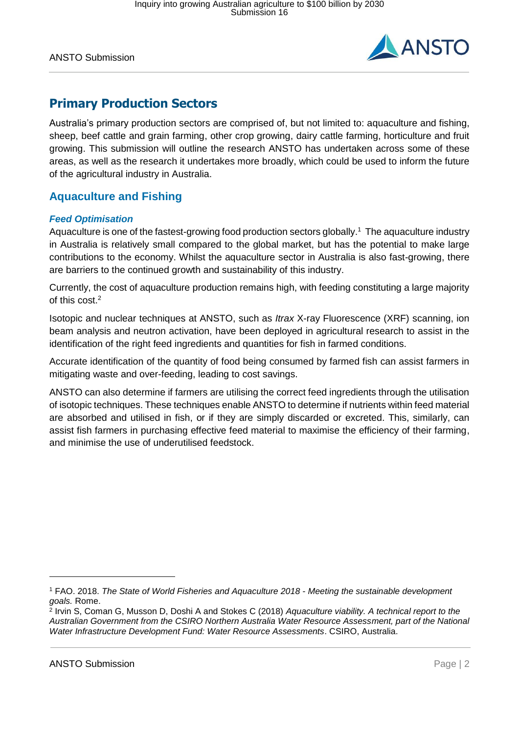## Primary Production Sectors

Australia's primary production sectors are comprised of, but not limited to: aquaculture and fishing, sheep, beef cattle and grain farming, other crop growing, dairy cattle farming, horticulture and fruit growing. This submission will outline the research ANSTO has undertaken across some of these areas, as well as the research it undertakes more broadly, which could be used to inform the future of the agricultural industry in Australia.

### Aquaculture and Fishing

#### *Feed Optimisation*

Aquaculture is one of the fastest-growing food production sectors globally.[1] The aquaculture industry in Australia is relatively small compared to the global market, but has the potential to make large contributions to the economy. Whilst the aquaculture sector in Australia is also fast-growing, there are barriers to the continued growth and sustainability of this industry.

Currently, the cost of aquaculture production remains high, with feeding constituting a large majority of this cost.[2]

Isotopic and nuclear techniques at ANSTO, such as *Itrax* X-ray Fluorescence (XRF) scanning, ion beam analysis and neutron activation, have been deployed in agricultural research to assist in the identification of the right feed ingredients and quantities for fish in farmed conditions.

Accurate identification of the quantity of food being consumed by farmed fish can assist farmers in mitigating waste and over-feeding, leading to cost savings.

ANSTO can also determine if farmers are utilising the correct feed ingredients through the utilisation of isotopic techniques. These techniques enable ANSTO to determine if nutrients within feed material are absorbed and utilised in fish, or if they are simply discarded or excreted. This, similarly, can assist fish farmers in purchasing effective feed material to maximise the efficiency of their farming, and minimise the use of underutilised feedstock.

---

[1] FAO. 2018. *The State of World Fisheries and Aquaculture 2018 - Meeting the sustainable development goals.* Rome.

[2] Irvin S, Coman G, Musson D, Doshi A and Stokes C (2018) *Aquaculture viability. A technical report to the Australian Government from the CSIRO Northern Australia Water Resource Assessment, part of the National Water Infrastructure Development Fund: Water Resource Assessments*. CSIRO, Australia.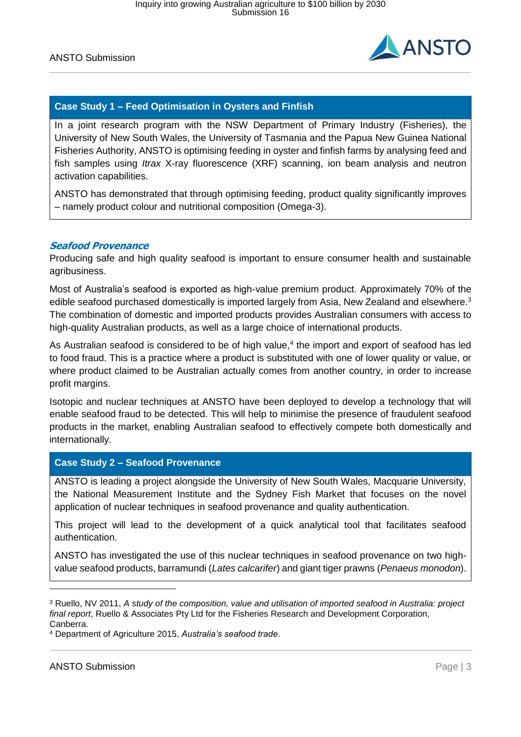### Case Study 1 – Feed Optimisation in Oysters and Finfish

In a joint research program with the NSW Department of Primary Industry (Fisheries), the University of New South Wales, the University of Tasmania and the Papua New Guinea National Fisheries Authority, ANSTO is optimising feeding in oyster and finfish farms by analysing feed and fish samples using *Itrax* X-ray fluorescence (XRF) scanning, ion beam analysis and neutron activation capabilities.

ANSTO has demonstrated that through optimising feeding, product quality significantly improves – namely product colour and nutritional composition (Omega-3).

### *Seafood Provenance*

Producing safe and high quality seafood is important to ensure consumer health and sustainable agribusiness.

Most of Australia's seafood is exported as high-value premium product. Approximately 70% of the edible seafood purchased domestically is imported largely from Asia, New Zealand and elsewhere.[3] The combination of domestic and imported products provides Australian consumers with access to high-quality Australian products, as well as a large choice of international products.

As Australian seafood is considered to be of high value,[4] the import and export of seafood has led to food fraud. This is a practice where a product is substituted with one of lower quality or value, or where product claimed to be Australian actually comes from another country, in order to increase profit margins.

Isotopic and nuclear techniques at ANSTO have been deployed to develop a technology that will enable seafood fraud to be detected. This will help to minimise the presence of fraudulent seafood products in the market, enabling Australian seafood to effectively compete both domestically and internationally.

### Case Study 2 – Seafood Provenance

ANSTO is leading a project alongside the University of New South Wales, Macquarie University, the National Measurement Institute and the Sydney Fish Market that focuses on the novel application of nuclear techniques in seafood provenance and quality authentication.

This project will lead to the development of a quick analytical tool that facilitates seafood authentication.

ANSTO has investigated the use of this nuclear techniques in seafood provenance on two high-value seafood products, barramundi (*Lates calcarifer*) and giant tiger prawns (*Penaeus monodon*).

---

[3] Ruello, NV 2011, *A study of the composition, value and utilisation of imported seafood in Australia: project final report*, Ruello & Associates Pty Ltd for the Fisheries Research and Development Corporation, Canberra.

[4] Department of Agriculture 2015, *Australia's seafood trade*.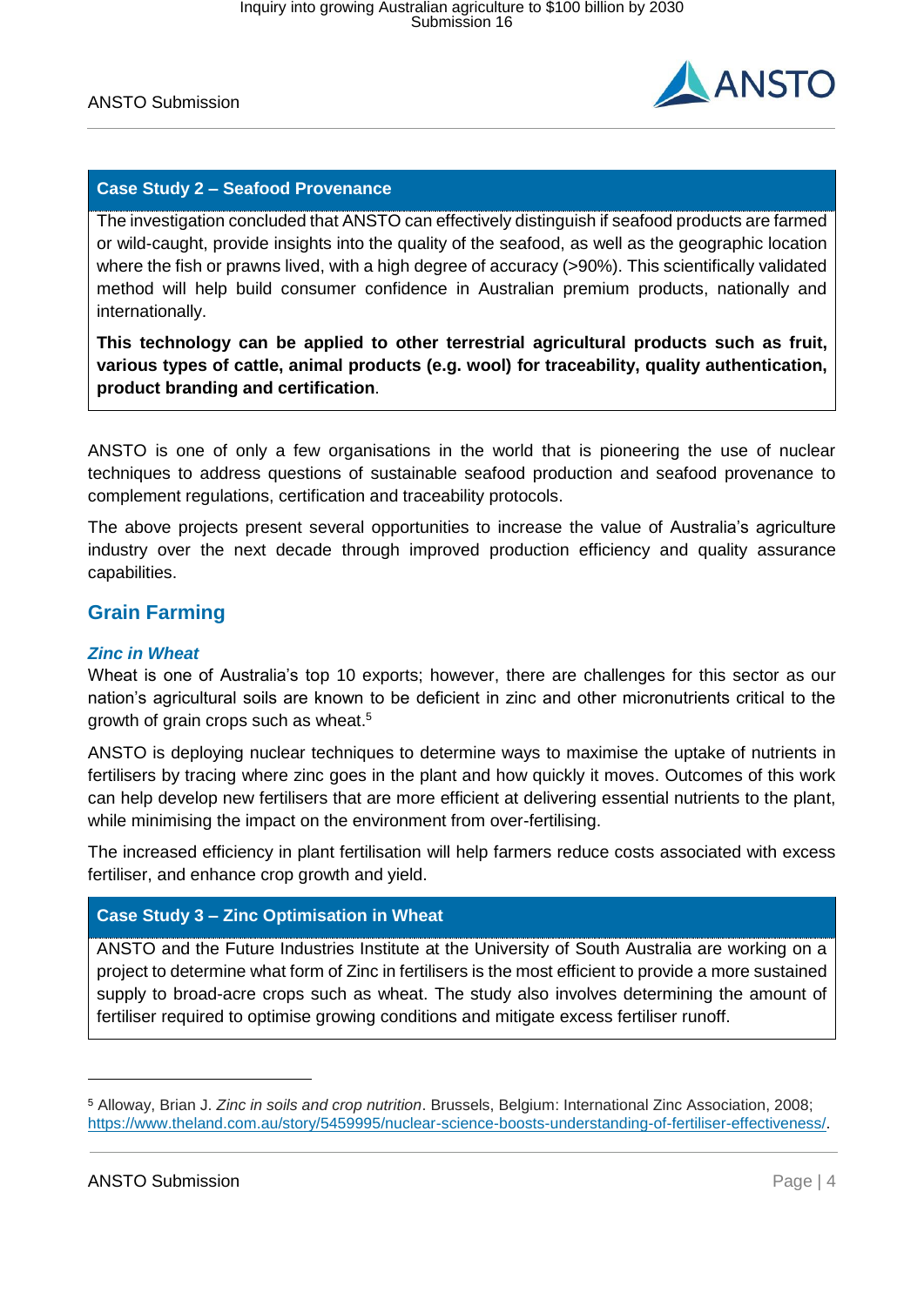**Case Study 2 – Seafood Provenance**

The investigation concluded that ANSTO can effectively distinguish if seafood products are farmed or wild-caught, provide insights into the quality of the seafood, as well as the geographic location where the fish or prawns lived, with a high degree of accuracy (>90%). This scientifically validated method will help build consumer confidence in Australian premium products, nationally and internationally.

**This technology can be applied to other terrestrial agricultural products such as fruit, various types of cattle, animal products (e.g. wool) for traceability, quality authentication, product branding and certification**.

ANSTO is one of only a few organisations in the world that is pioneering the use of nuclear techniques to address questions of sustainable seafood production and seafood provenance to complement regulations, certification and traceability protocols.

The above projects present several opportunities to increase the value of Australia's agriculture industry over the next decade through improved production efficiency and quality assurance capabilities.

## Grain Farming

### *Zinc in Wheat*

Wheat is one of Australia's top 10 exports; however, there are challenges for this sector as our nation's agricultural soils are known to be deficient in zinc and other micronutrients critical to the growth of grain crops such as wheat.[5]

ANSTO is deploying nuclear techniques to determine ways to maximise the uptake of nutrients in fertilisers by tracing where zinc goes in the plant and how quickly it moves. Outcomes of this work can help develop new fertilisers that are more efficient at delivering essential nutrients to the plant, while minimising the impact on the environment from over-fertilising.

The increased efficiency in plant fertilisation will help farmers reduce costs associated with excess fertiliser, and enhance crop growth and yield.

**Case Study 3 – Zinc Optimisation in Wheat**

ANSTO and the Future Industries Institute at the University of South Australia are working on a project to determine what form of Zinc in fertilisers is the most efficient to provide a more sustained supply to broad-acre crops such as wheat. The study also involves determining the amount of fertiliser required to optimise growing conditions and mitigate excess fertiliser runoff.

---

[5] Alloway, Brian J. *Zinc in soils and crop nutrition*. Brussels, Belgium: International Zinc Association, 2008; https://www.theland.com.au/story/5459995/nuclear-science-boosts-understanding-of-fertiliser-effectiveness/.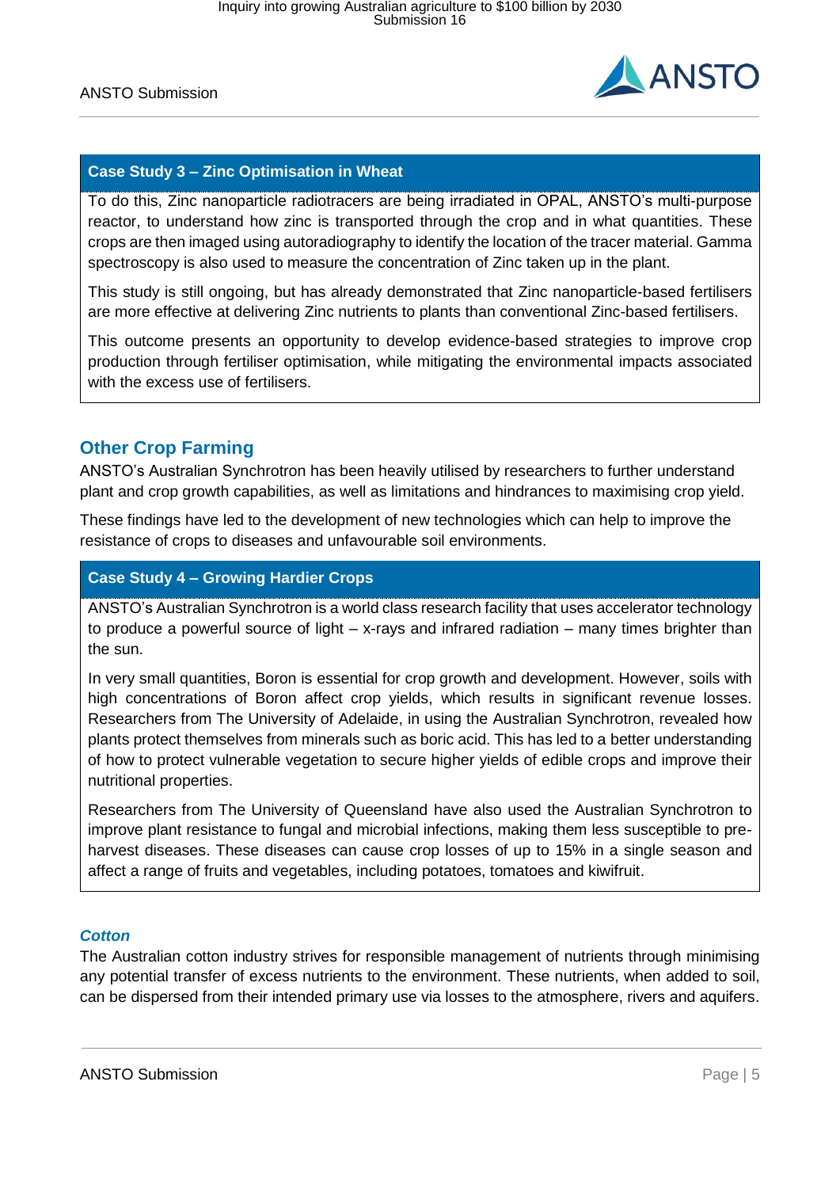### Case Study 3 – Zinc Optimisation in Wheat

To do this, Zinc nanoparticle radiotracers are being irradiated in OPAL, ANSTO's multi-purpose reactor, to understand how zinc is transported through the crop and in what quantities. These crops are then imaged using autoradiography to identify the location of the tracer material. Gamma spectroscopy is also used to measure the concentration of Zinc taken up in the plant.

This study is still ongoing, but has already demonstrated that Zinc nanoparticle-based fertilisers are more effective at delivering Zinc nutrients to plants than conventional Zinc-based fertilisers.

This outcome presents an opportunity to develop evidence-based strategies to improve crop production through fertiliser optimisation, while mitigating the environmental impacts associated with the excess use of fertilisers.

## Other Crop Farming

ANSTO's Australian Synchrotron has been heavily utilised by researchers to further understand plant and crop growth capabilities, as well as limitations and hindrances to maximising crop yield.

These findings have led to the development of new technologies which can help to improve the resistance of crops to diseases and unfavourable soil environments.

### Case Study 4 – Growing Hardier Crops

ANSTO's Australian Synchrotron is a world class research facility that uses accelerator technology to produce a powerful source of light – x-rays and infrared radiation – many times brighter than the sun.

In very small quantities, Boron is essential for crop growth and development. However, soils with high concentrations of Boron affect crop yields, which results in significant revenue losses. Researchers from The University of Adelaide, in using the Australian Synchrotron, revealed how plants protect themselves from minerals such as boric acid. This has led to a better understanding of how to protect vulnerable vegetation to secure higher yields of edible crops and improve their nutritional properties.

Researchers from The University of Queensland have also used the Australian Synchrotron to improve plant resistance to fungal and microbial infections, making them less susceptible to pre-harvest diseases. These diseases can cause crop losses of up to 15% in a single season and affect a range of fruits and vegetables, including potatoes, tomatoes and kiwifruit.

### *Cotton*

The Australian cotton industry strives for responsible management of nutrients through minimising any potential transfer of excess nutrients to the environment. These nutrients, when added to soil, can be dispersed from their intended primary use via losses to the atmosphere, rivers and aquifers.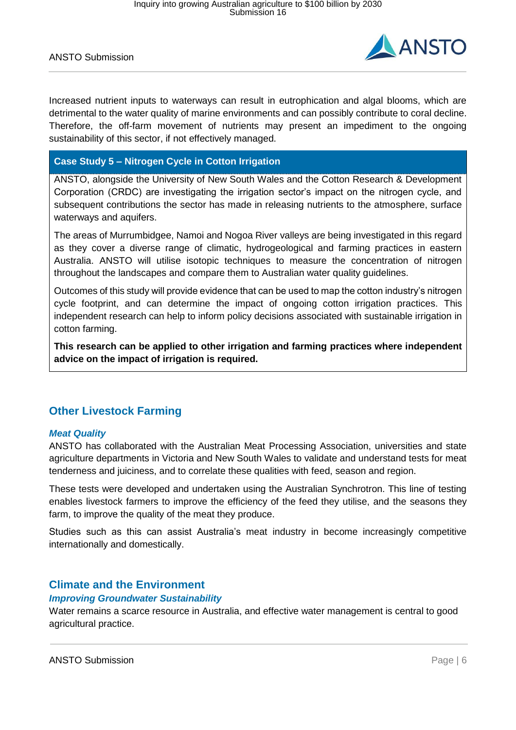Increased nutrient inputs to waterways can result in eutrophication and algal blooms, which are detrimental to the water quality of marine environments and can possibly contribute to coral decline. Therefore, the off-farm movement of nutrients may present an impediment to the ongoing sustainability of this sector, if not effectively managed.

**Case Study 5 – Nitrogen Cycle in Cotton Irrigation**

ANSTO, alongside the University of New South Wales and the Cotton Research & Development Corporation (CRDC) are investigating the irrigation sector's impact on the nitrogen cycle, and subsequent contributions the sector has made in releasing nutrients to the atmosphere, surface waterways and aquifers.

The areas of Murrumbidgee, Namoi and Nogoa River valleys are being investigated in this regard as they cover a diverse range of climatic, hydrogeological and farming practices in eastern Australia. ANSTO will utilise isotopic techniques to measure the concentration of nitrogen throughout the landscapes and compare them to Australian water quality guidelines.

Outcomes of this study will provide evidence that can be used to map the cotton industry's nitrogen cycle footprint, and can determine the impact of ongoing cotton irrigation practices. This independent research can help to inform policy decisions associated with sustainable irrigation in cotton farming.

**This research can be applied to other irrigation and farming practices where independent advice on the impact of irrigation is required.**

## Other Livestock Farming

### *Meat Quality*

ANSTO has collaborated with the Australian Meat Processing Association, universities and state agriculture departments in Victoria and New South Wales to validate and understand tests for meat tenderness and juiciness, and to correlate these qualities with feed, season and region.

These tests were developed and undertaken using the Australian Synchrotron. This line of testing enables livestock farmers to improve the efficiency of the feed they utilise, and the seasons they farm, to improve the quality of the meat they produce.

Studies such as this can assist Australia's meat industry in become increasingly competitive internationally and domestically.

## Climate and the Environment

### *Improving Groundwater Sustainability*

Water remains a scarce resource in Australia, and effective water management is central to good agricultural practice.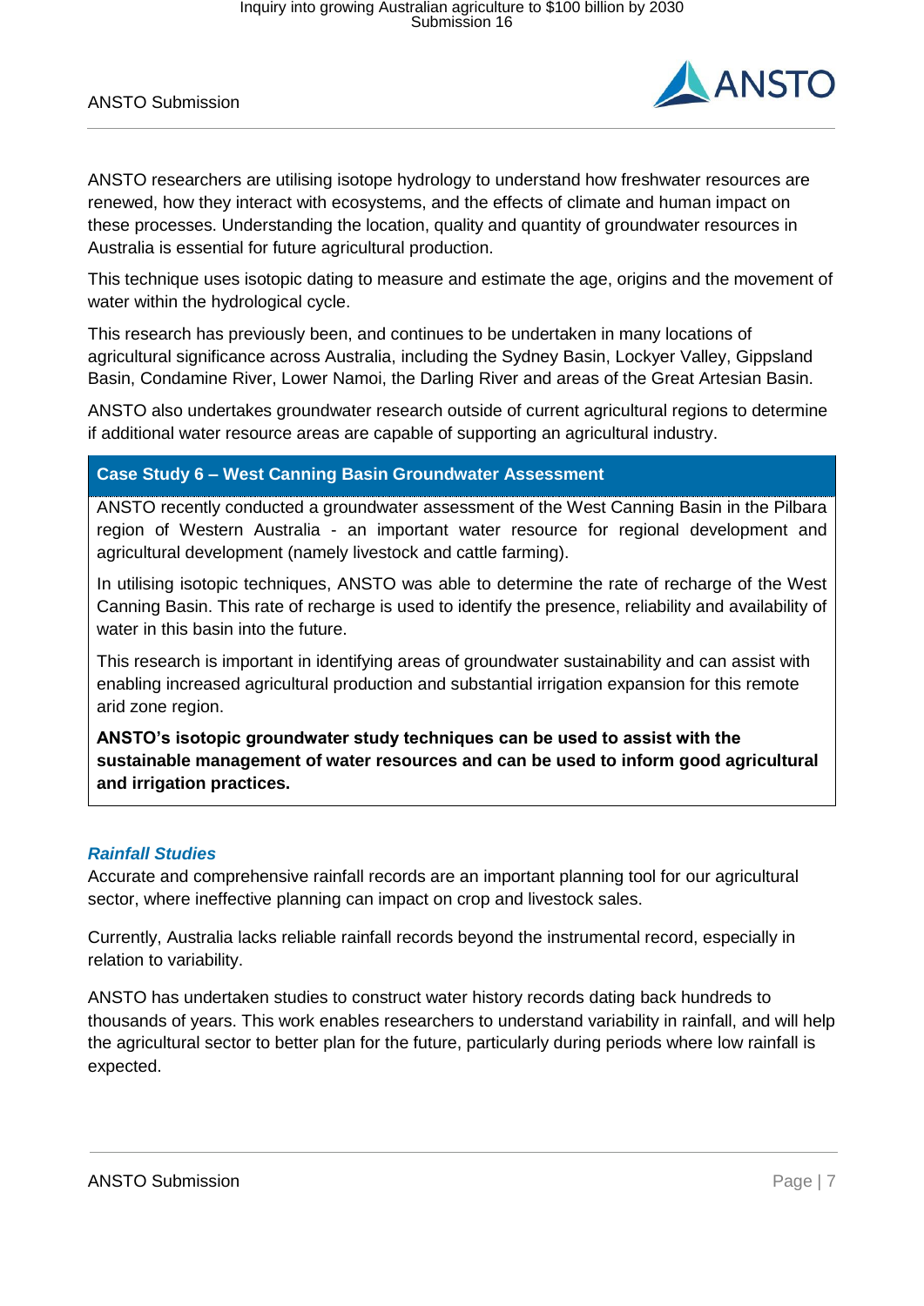ANSTO researchers are utilising isotope hydrology to understand how freshwater resources are renewed, how they interact with ecosystems, and the effects of climate and human impact on these processes. Understanding the location, quality and quantity of groundwater resources in Australia is essential for future agricultural production.

This technique uses isotopic dating to measure and estimate the age, origins and the movement of water within the hydrological cycle.

This research has previously been, and continues to be undertaken in many locations of agricultural significance across Australia, including the Sydney Basin, Lockyer Valley, Gippsland Basin, Condamine River, Lower Namoi, the Darling River and areas of the Great Artesian Basin.

ANSTO also undertakes groundwater research outside of current agricultural regions to determine if additional water resource areas are capable of supporting an agricultural industry.

**Case Study 6 – West Canning Basin Groundwater Assessment**

ANSTO recently conducted a groundwater assessment of the West Canning Basin in the Pilbara region of Western Australia - an important water resource for regional development and agricultural development (namely livestock and cattle farming).

In utilising isotopic techniques, ANSTO was able to determine the rate of recharge of the West Canning Basin. This rate of recharge is used to identify the presence, reliability and availability of water in this basin into the future.

This research is important in identifying areas of groundwater sustainability and can assist with enabling increased agricultural production and substantial irrigation expansion for this remote arid zone region.

**ANSTO's isotopic groundwater study techniques can be used to assist with the sustainable management of water resources and can be used to inform good agricultural and irrigation practices.**

### *Rainfall Studies*

Accurate and comprehensive rainfall records are an important planning tool for our agricultural sector, where ineffective planning can impact on crop and livestock sales.

Currently, Australia lacks reliable rainfall records beyond the instrumental record, especially in relation to variability.

ANSTO has undertaken studies to construct water history records dating back hundreds to thousands of years. This work enables researchers to understand variability in rainfall, and will help the agricultural sector to better plan for the future, particularly during periods where low rainfall is expected.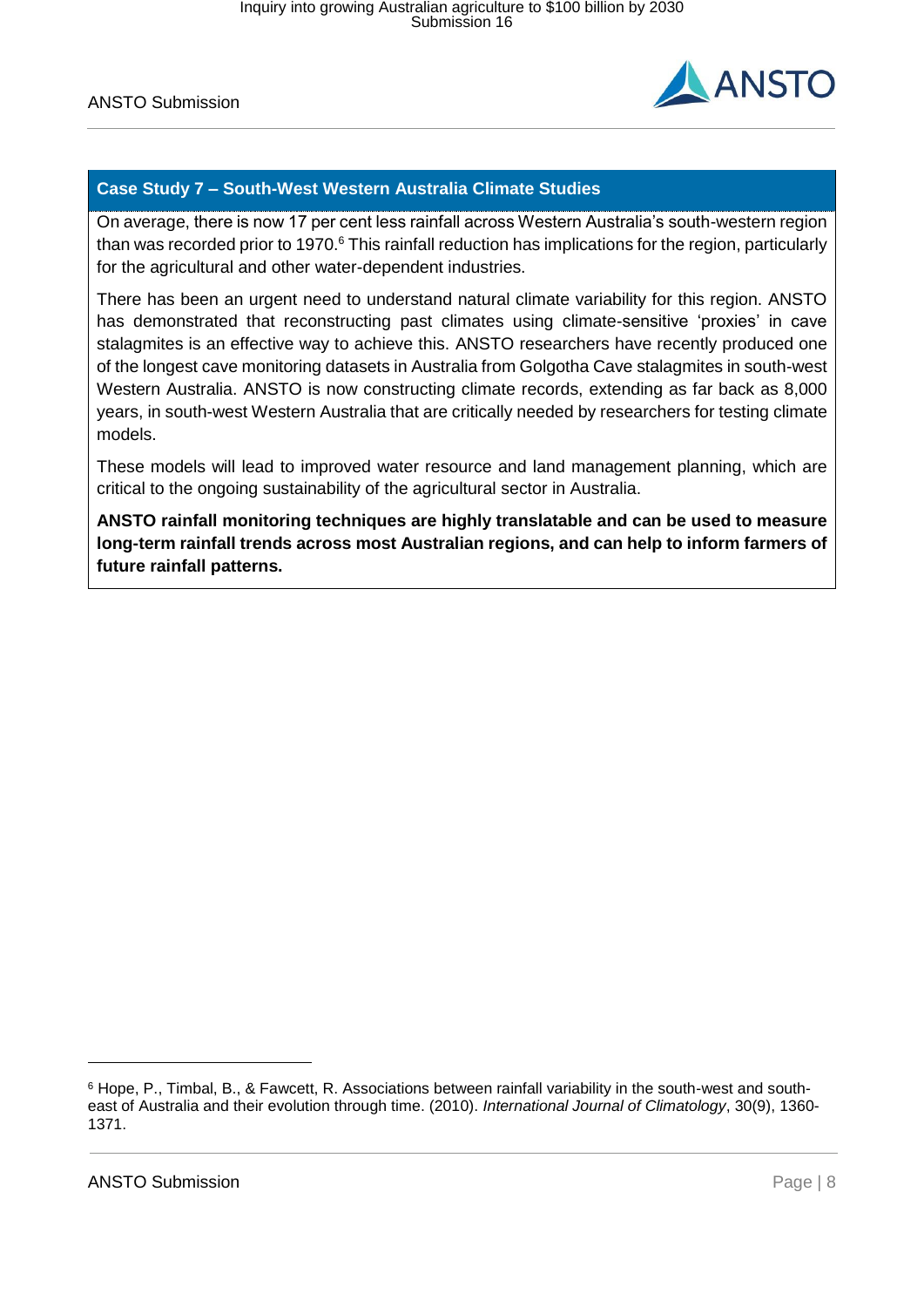## Case Study 7 – South-West Western Australia Climate Studies

On average, there is now 17 per cent less rainfall across Western Australia's south-western region than was recorded prior to 1970.[6] This rainfall reduction has implications for the region, particularly for the agricultural and other water-dependent industries.

There has been an urgent need to understand natural climate variability for this region. ANSTO has demonstrated that reconstructing past climates using climate-sensitive 'proxies' in cave stalagmites is an effective way to achieve this. ANSTO researchers have recently produced one of the longest cave monitoring datasets in Australia from Golgotha Cave stalagmites in south-west Western Australia. ANSTO is now constructing climate records, extending as far back as 8,000 years, in south-west Western Australia that are critically needed by researchers for testing climate models.

These models will lead to improved water resource and land management planning, which are critical to the ongoing sustainability of the agricultural sector in Australia.

**ANSTO rainfall monitoring techniques are highly translatable and can be used to measure long-term rainfall trends across most Australian regions, and can help to inform farmers of future rainfall patterns.**

---

[6] Hope, P., Timbal, B., & Fawcett, R. Associations between rainfall variability in the south-west and south-east of Australia and their evolution through time. (2010). *International Journal of Climatology*, 30(9), 1360-1371.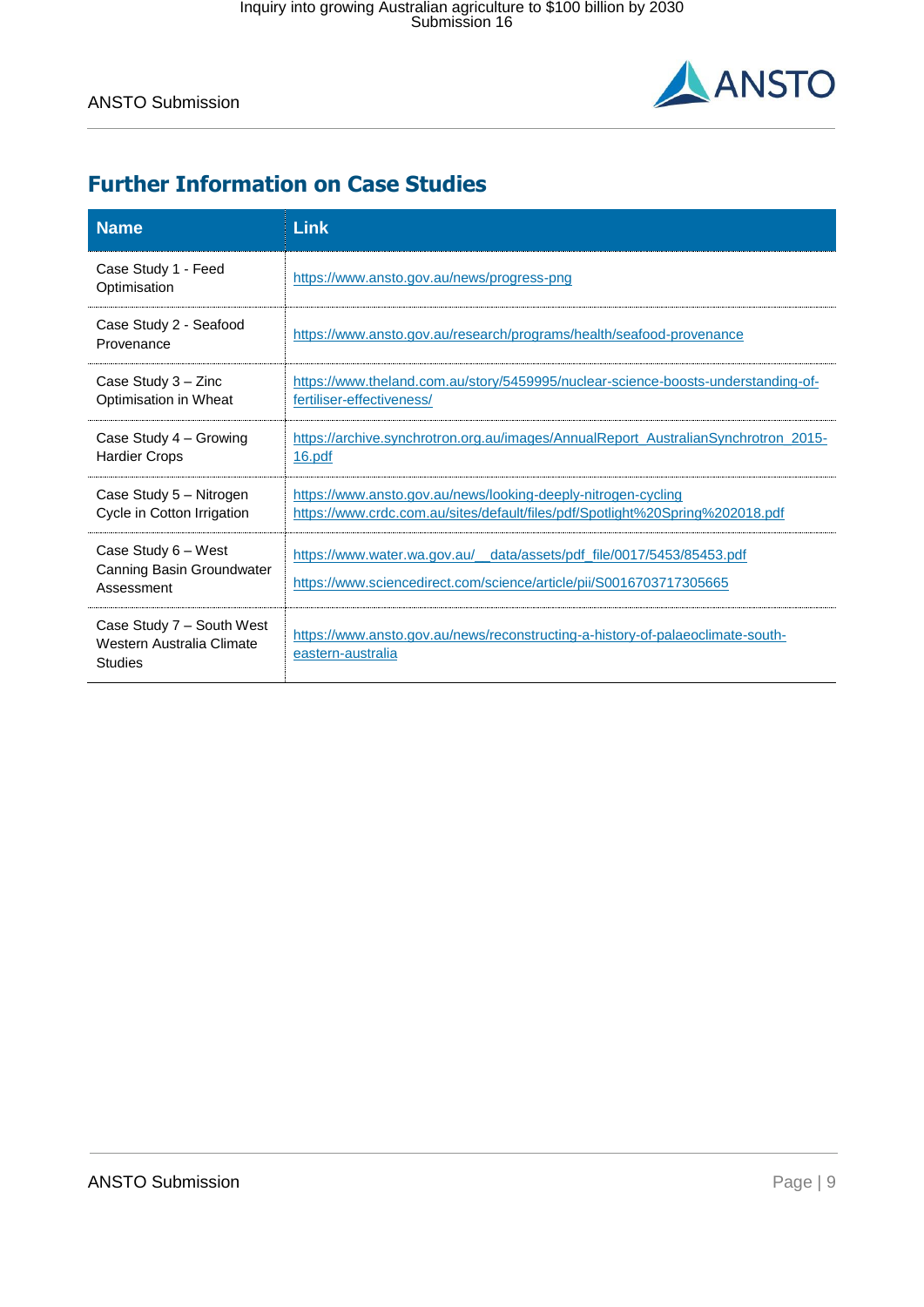## Further Information on Case Studies

| Name | Link |
|---|---|
| Case Study 1 - Feed Optimisation | https://www.ansto.gov.au/news/progress-png |
| Case Study 2 - Seafood Provenance | https://www.ansto.gov.au/research/programs/health/seafood-provenance |
| Case Study 3 – Zinc Optimisation in Wheat | https://www.theland.com.au/story/5459995/nuclear-science-boosts-understanding-of-fertiliser-effectiveness/ |
| Case Study 4 – Growing Hardier Crops | https://archive.synchrotron.org.au/images/AnnualReport_AustralianSynchrotron_2015-16.pdf |
| Case Study 5 – Nitrogen Cycle in Cotton Irrigation | https://www.ansto.gov.au/news/looking-deeply-nitrogen-cycling https://www.crdc.com.au/sites/default/files/pdf/Spotlight%20Spring%202018.pdf |
| Case Study 6 – West Canning Basin Groundwater Assessment | https://www.water.wa.gov.au/__data/assets/pdf_file/0017/5453/85453.pdf https://www.sciencedirect.com/science/article/pii/S0016703717305665 |
| Case Study 7 – South West Western Australia Climate Studies | https://www.ansto.gov.au/news/reconstructing-a-history-of-palaeoclimate-south-eastern-australia |